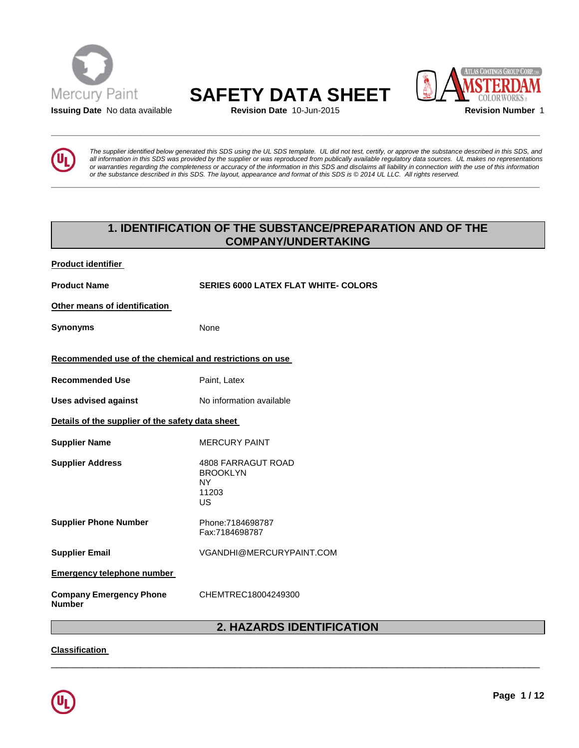Mercury Paint

# SAFETY DATA SHEET

**Issuing Date** No data available **Revision Date** 10-Jun-2015 **Revision Number** 1

*The supplier identified below generated this SDS using the UL SDS template. UL did not test, certify, or approve the substance described in this SDS, and all information in this SDS was provided by the supplier or was reproduced from publically available regulatory data sources. UL makes no representations or warranties regarding the completeness or accuracy of the information in this SDS and disclaims all liability in connection with the use of this information or the substance described in this SDS. The layout, appearance and format of this SDS is © 2014 UL LLC. All rights reserved.*

## 1. IDENTIFICATION OF THE SUBSTANCE/PREPARATION AND OF THE COMPANY/UNDERTAKING

**Product identifier**

**Product Name** SERIES 6000 LATEX FLAT WHITE- COLORS

**Other means of identification**

**Synonyms** None

**Recommended use of the chemical and restrictions on use**

**Recommended Use** Paint, Latex

**Uses advised against** No information available

**Details of the supplier of the safety data sheet**

**Supplier Name** MERCURY PAINT

**Supplier Address** 4808 FARRAGUT ROAD
BROOKLYN
NY
11203
US

**Supplier Phone Number** Phone:7184698787
Fax:7184698787

**Supplier Email** VGANDHI@MERCURYPAINT.COM

**Emergency telephone number**

**Company Emergency Phone Number** CHEMTREC18004249300

## 2. HAZARDS IDENTIFICATION

**Classification**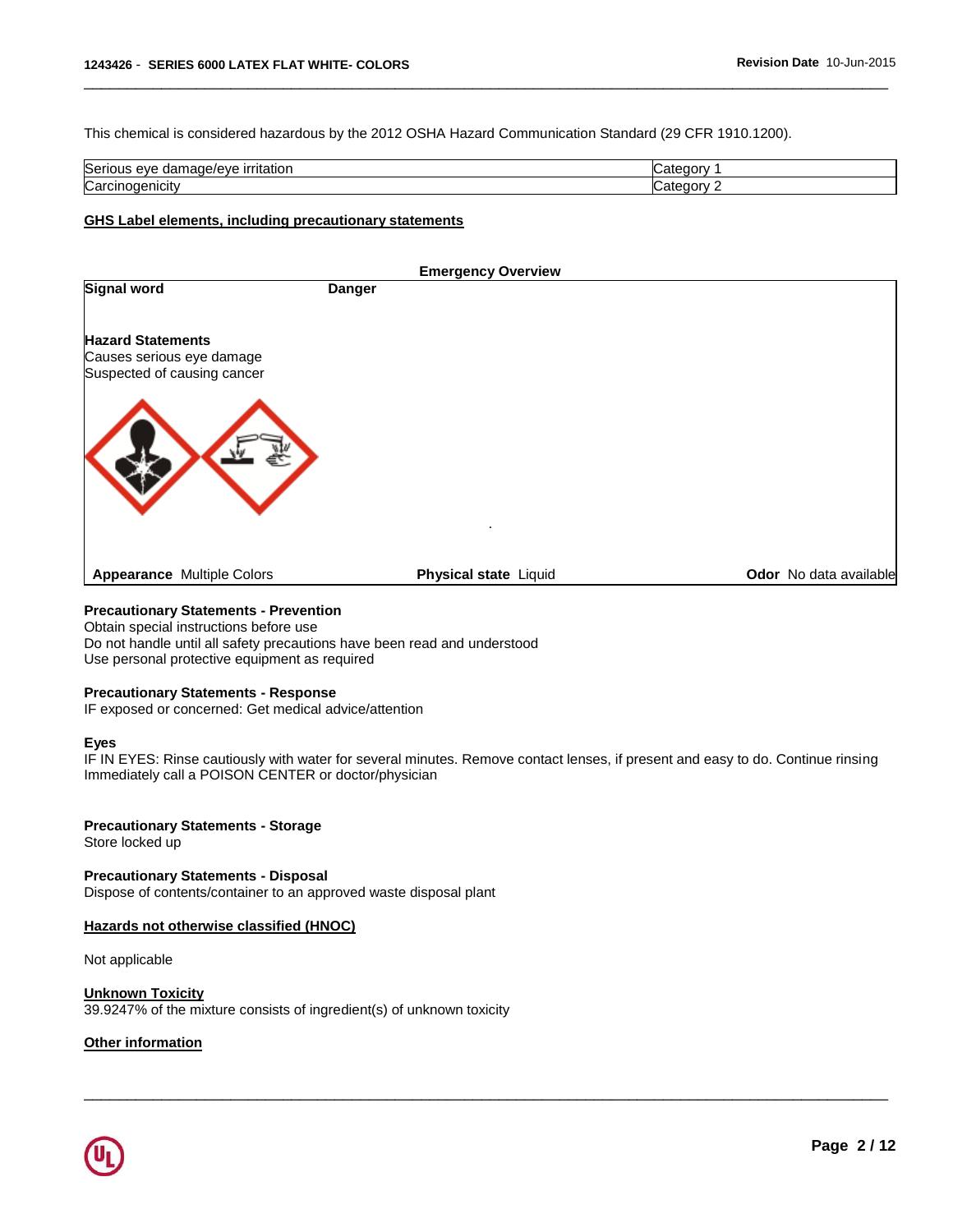This chemical is considered hazardous by the 2012 OSHA Hazard Communication Standard (29 CFR 1910.1200).

| | |
|---|---|
| Serious eye damage/eye irritation | Category 1 |
| Carcinogenicity | Category 2 |

## GHS Label elements, including precautionary statements

**Emergency Overview**

**Signal word** **Danger**

**Hazard Statements**
Causes serious eye damage
Suspected of causing cancer

**Appearance** Multiple Colors **Physical state** Liquid **Odor** No data available

**Precautionary Statements - Prevention**
Obtain special instructions before use
Do not handle until all safety precautions have been read and understood
Use personal protective equipment as required

**Precautionary Statements - Response**
IF exposed or concerned: Get medical advice/attention

**Eyes**
IF IN EYES: Rinse cautiously with water for several minutes. Remove contact lenses, if present and easy to do. Continue rinsing
Immediately call a POISON CENTER or doctor/physician

**Precautionary Statements - Storage**
Store locked up

**Precautionary Statements - Disposal**
Dispose of contents/container to an approved waste disposal plant

## Hazards not otherwise classified (HNOC)

Not applicable

## Unknown Toxicity
39.9247% of the mixture consists of ingredient(s) of unknown toxicity

## Other information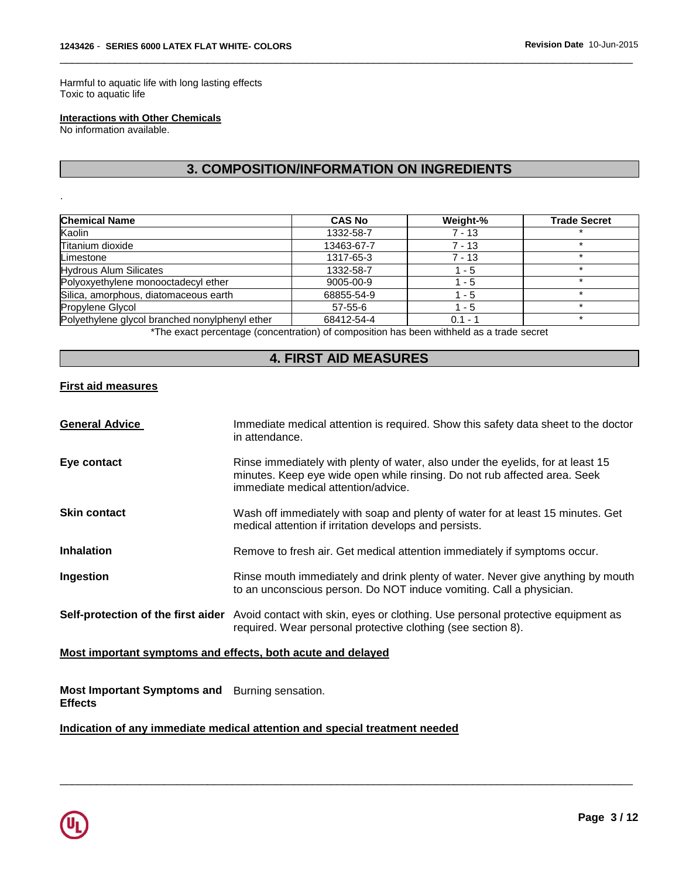Harmful to aquatic life with long lasting effects
Toxic to aquatic life

**Interactions with Other Chemicals**
No information available.

## 3. COMPOSITION/INFORMATION ON INGREDIENTS

.

| Chemical Name | CAS No | Weight-% | Trade Secret |
|---|---|---|---|
| Kaolin | 1332-58-7 | 7 - 13 | * |
| Titanium dioxide | 13463-67-7 | 7 - 13 | * |
| Limestone | 1317-65-3 | 7 - 13 | * |
| Hydrous Alum Silicates | 1332-58-7 | 1 - 5 | * |
| Polyoxyethylene monooctadecyl ether | 9005-00-9 | 1 - 5 | * |
| Silica, amorphous, diatomaceous earth | 68855-54-9 | 1 - 5 | * |
| Propylene Glycol | 57-55-6 | 1 - 5 | * |
| Polyethylene glycol branched nonylphenyl ether | 68412-54-4 | 0.1 - 1 | * |

*The exact percentage (concentration) of composition has been withheld as a trade secret

## 4. FIRST AID MEASURES

**First aid measures**

**General Advice** Immediate medical attention is required. Show this safety data sheet to the doctor in attendance.

**Eye contact** Rinse immediately with plenty of water, also under the eyelids, for at least 15 minutes. Keep eye wide open while rinsing. Do not rub affected area. Seek immediate medical attention/advice.

**Skin contact** Wash off immediately with soap and plenty of water for at least 15 minutes. Get medical attention if irritation develops and persists.

**Inhalation** Remove to fresh air. Get medical attention immediately if symptoms occur.

**Ingestion** Rinse mouth immediately and drink plenty of water. Never give anything by mouth to an unconscious person. Do NOT induce vomiting. Call a physician.

**Self-protection of the first aider** Avoid contact with skin, eyes or clothing. Use personal protective equipment as required. Wear personal protective clothing (see section 8).

**Most important symptoms and effects, both acute and delayed**

**Most Important Symptoms and Effects** Burning sensation.

**Indication of any immediate medical attention and special treatment needed**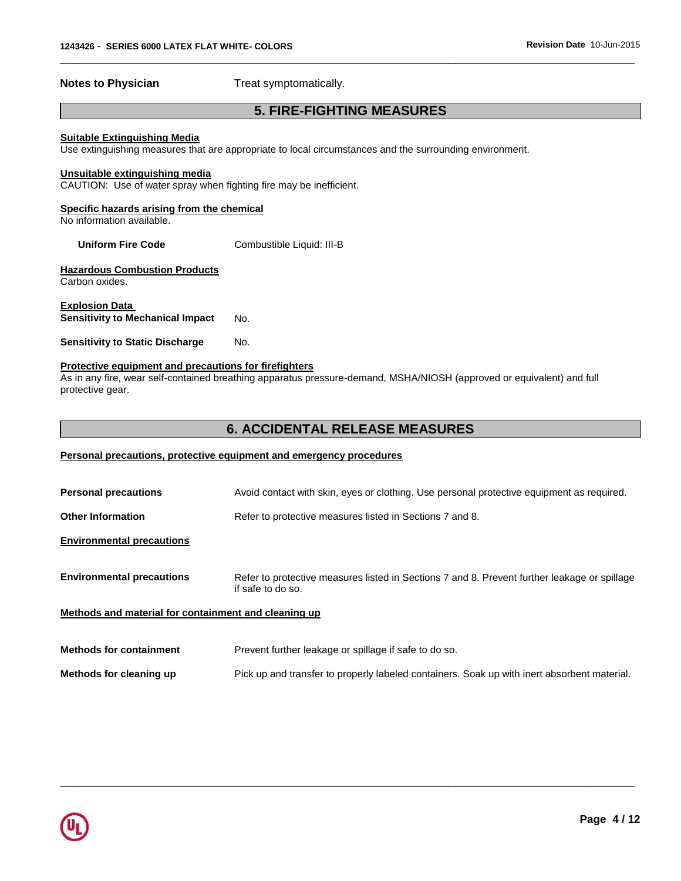**Notes to Physician** Treat symptomatically.

## 5. FIRE-FIGHTING MEASURES

**Suitable Extinguishing Media**
Use extinguishing measures that are appropriate to local circumstances and the surrounding environment.

**Unsuitable extinguishing media**
CAUTION: Use of water spray when fighting fire may be inefficient.

**Specific hazards arising from the chemical**
No information available.

**Uniform Fire Code** Combustible Liquid: III-B

**Hazardous Combustion Products**
Carbon oxides.

**Explosion Data**
**Sensitivity to Mechanical Impact** No.

**Sensitivity to Static Discharge** No.

**Protective equipment and precautions for firefighters**
As in any fire, wear self-contained breathing apparatus pressure-demand, MSHA/NIOSH (approved or equivalent) and full protective gear.

## 6. ACCIDENTAL RELEASE MEASURES

**Personal precautions, protective equipment and emergency procedures**

**Personal precautions** Avoid contact with skin, eyes or clothing. Use personal protective equipment as required.

**Other Information** Refer to protective measures listed in Sections 7 and 8.

**Environmental precautions**

**Environmental precautions** Refer to protective measures listed in Sections 7 and 8. Prevent further leakage or spillage if safe to do so.

**Methods and material for containment and cleaning up**

**Methods for containment** Prevent further leakage or spillage if safe to do so.

**Methods for cleaning up** Pick up and transfer to properly labeled containers. Soak up with inert absorbent material.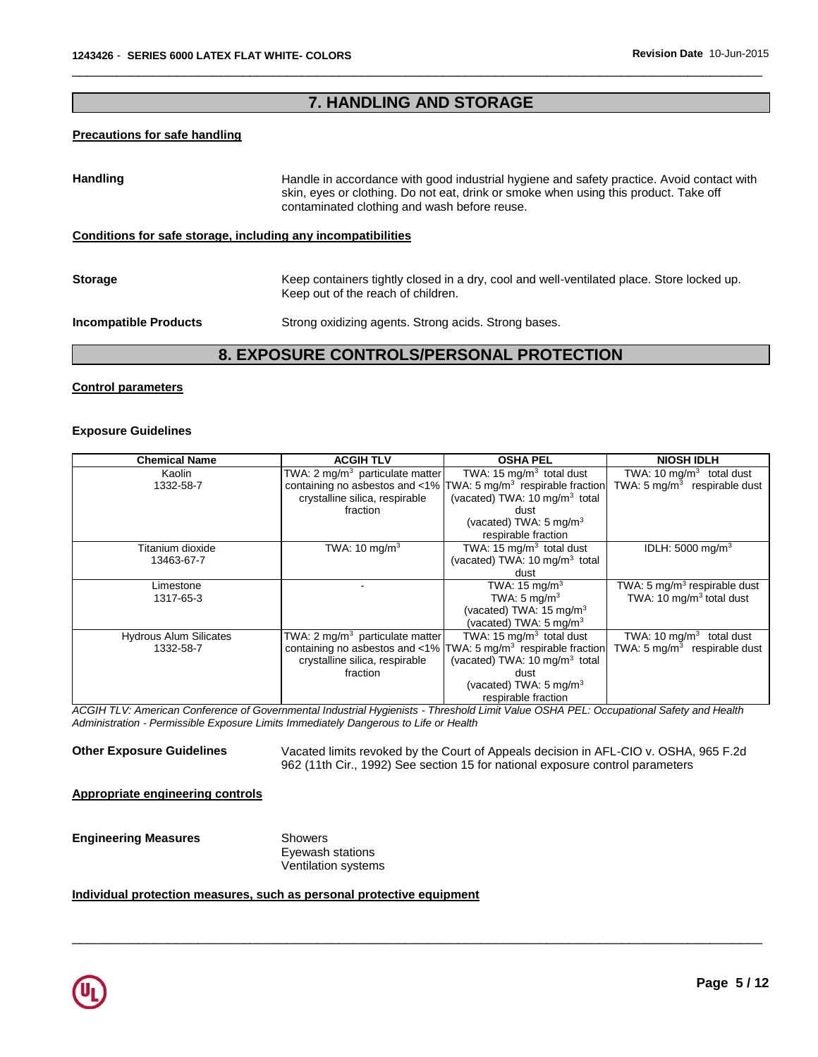## 7. HANDLING AND STORAGE

**Precautions for safe handling**

**Handling** Handle in accordance with good industrial hygiene and safety practice. Avoid contact with skin, eyes or clothing. Do not eat, drink or smoke when using this product. Take off contaminated clothing and wash before reuse.

**Conditions for safe storage, including any incompatibilities**

**Storage** Keep containers tightly closed in a dry, cool and well-ventilated place. Store locked up. Keep out of the reach of children.

**Incompatible Products** Strong oxidizing agents. Strong acids. Strong bases.

## 8. EXPOSURE CONTROLS/PERSONAL PROTECTION

**Control parameters**

**Exposure Guidelines**

| Chemical Name | ACGIH TLV | OSHA PEL | NIOSH IDLH |
|---|---|---|---|
| Kaolin<br>1332-58-7 | TWA: 2 mg/m$^3$ particulate matter containing no asbestos and <1% crystalline silica, respirable fraction | TWA: 15 mg/m$^3$ total dust<br>TWA: 5 mg/m$^3$ respirable fraction<br>(vacated) TWA: 10 mg/m$^3$ total dust<br>(vacated) TWA: 5 mg/m$^3$ respirable fraction | TWA: 10 mg/m$^3$ total dust<br>TWA: 5 mg/m$^3$ respirable dust |
| Titanium dioxide<br>13463-67-7 | TWA: 10 mg/m$^3$ | TWA: 15 mg/m$^3$ total dust<br>(vacated) TWA: 10 mg/m$^3$ total dust | IDLH: 5000 mg/m$^3$ |
| Limestone<br>1317-65-3 | - | TWA: 15 mg/m$^3$<br>TWA: 5 mg/m$^3$<br>(vacated) TWA: 15 mg/m$^3$<br>(vacated) TWA: 5 mg/m$^3$ | TWA: 5 mg/m$^3$ respirable dust<br>TWA: 10 mg/m$^3$ total dust |
| Hydrous Alum Silicates<br>1332-58-7 | TWA: 2 mg/m$^3$ particulate matter containing no asbestos and <1% crystalline silica, respirable fraction | TWA: 15 mg/m$^3$ total dust<br>TWA: 5 mg/m$^3$ respirable fraction<br>(vacated) TWA: 10 mg/m$^3$ total dust<br>(vacated) TWA: 5 mg/m$^3$ respirable fraction | TWA: 10 mg/m$^3$ total dust<br>TWA: 5 mg/m$^3$ respirable dust |

*ACGIH TLV: American Conference of Governmental Industrial Hygienists - Threshold Limit Value OSHA PEL: Occupational Safety and Health Administration - Permissible Exposure Limits Immediately Dangerous to Life or Health*

**Other Exposure Guidelines** Vacated limits revoked by the Court of Appeals decision in AFL-CIO v. OSHA, 965 F.2d 962 (11th Cir., 1992) See section 15 for national exposure control parameters

**Appropriate engineering controls**

**Engineering Measures** Showers
Eyewash stations
Ventilation systems

**Individual protection measures, such as personal protective equipment**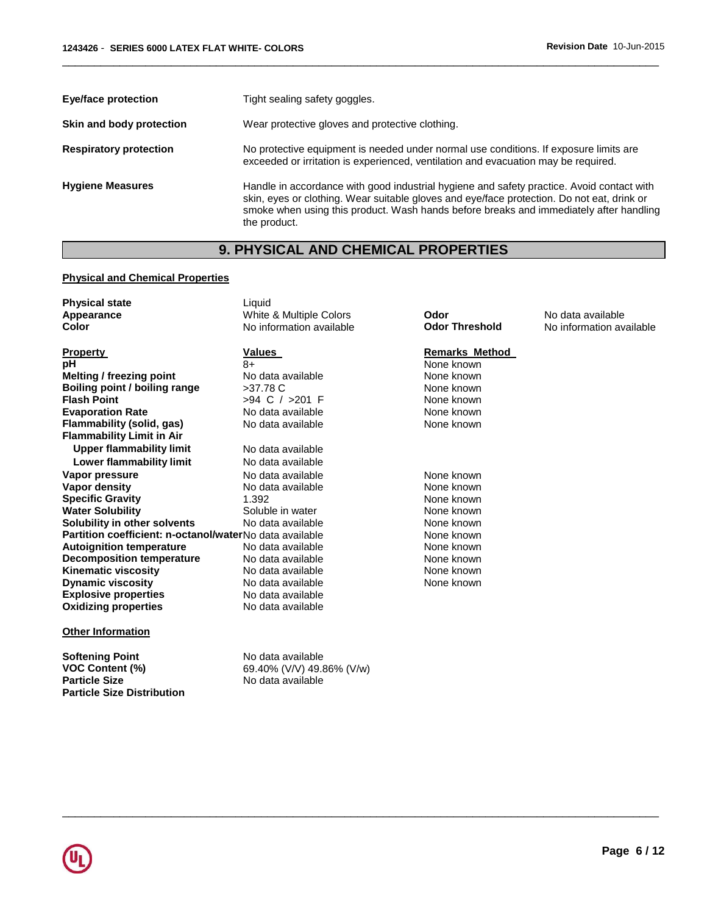| | |
|---|---|
| **Eye/face protection** | Tight sealing safety goggles. |
| **Skin and body protection** | Wear protective gloves and protective clothing. |
| **Respiratory protection** | No protective equipment is needed under normal use conditions. If exposure limits are exceeded or irritation is experienced, ventilation and evacuation may be required. |
| **Hygiene Measures** | Handle in accordance with good industrial hygiene and safety practice. Avoid contact with skin, eyes or clothing. Wear suitable gloves and eye/face protection. Do not eat, drink or smoke when using this product. Wash hands before breaks and immediately after handling the product. |

## 9. PHYSICAL AND CHEMICAL PROPERTIES

### Physical and Chemical Properties

| | | | |
|---|---|---|---|
| **Physical state** | Liquid | | |
| **Appearance** | White & Multiple Colors | **Odor** | No data available |
| **Color** | No information available | **Odor Threshold** | No information available |

| Property | Values | Remarks Method |
|---|---|---|
| **pH** | 8+ | None known |
| **Melting / freezing point** | No data available | None known |
| **Boiling point / boiling range** | >37.78 C | None known |
| **Flash Point** | >94 C / >201 F | None known |
| **Evaporation Rate** | No data available | None known |
| **Flammability (solid, gas)** | No data available | None known |
| **Flammability Limit in Air** | | |
| **Upper flammability limit** | No data available | |
| **Lower flammability limit** | No data available | |
| **Vapor pressure** | No data available | None known |
| **Vapor density** | No data available | None known |
| **Specific Gravity** | 1.392 | None known |
| **Water Solubility** | Soluble in water | None known |
| **Solubility in other solvents** | No data available | None known |
| **Partition coefficient: n-octanol/water** | No data available | None known |
| **Autoignition temperature** | No data available | None known |
| **Decomposition temperature** | No data available | None known |
| **Kinematic viscosity** | No data available | None known |
| **Dynamic viscosity** | No data available | None known |
| **Explosive properties** | No data available | |
| **Oxidizing properties** | No data available | |

### Other Information

| | |
|---|---|
| **Softening Point** | No data available |
| **VOC Content (%)** | 69.40% (V/V) 49.86% (V/w) |
| **Particle Size** | No data available |
| **Particle Size Distribution** | |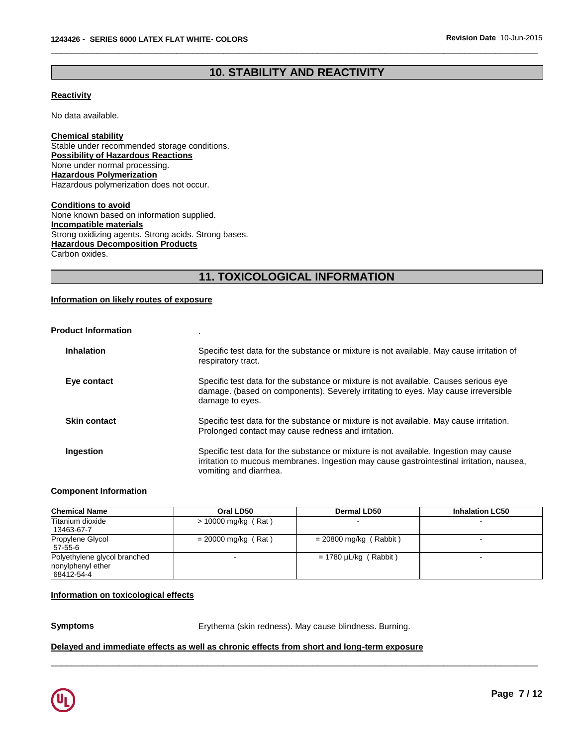## 10. STABILITY AND REACTIVITY

**Reactivity**

No data available.

**Chemical stability**
Stable under recommended storage conditions.

**Possibility of Hazardous Reactions**
None under normal processing.

**Hazardous Polymerization**
Hazardous polymerization does not occur.

**Conditions to avoid**
None known based on information supplied.

**Incompatible materials**
Strong oxidizing agents. Strong acids. Strong bases.

**Hazardous Decomposition Products**
Carbon oxides.

## 11. TOXICOLOGICAL INFORMATION

**Information on likely routes of exposure**

**Product Information** .

**Inhalation** Specific test data for the substance or mixture is not available. May cause irritation of respiratory tract.

**Eye contact** Specific test data for the substance or mixture is not available. Causes serious eye damage. (based on components). Severely irritating to eyes. May cause irreversible damage to eyes.

**Skin contact** Specific test data for the substance or mixture is not available. May cause irritation. Prolonged contact may cause redness and irritation.

**Ingestion** Specific test data for the substance or mixture is not available. Ingestion may cause irritation to mucous membranes. Ingestion may cause gastrointestinal irritation, nausea, vomiting and diarrhea.

**Component Information**

| Chemical Name | Oral LD50 | Dermal LD50 | Inhalation LC50 |
|---|---|---|---|
| Titanium dioxide 13463-67-7 | > 10000 mg/kg ( Rat ) | - | - |
| Propylene Glycol 57-55-6 | = 20000 mg/kg ( Rat ) | = 20800 mg/kg ( Rabbit ) | - |
| Polyethylene glycol branched nonylphenyl ether 68412-54-4 | - | = 1780 µL/kg ( Rabbit ) | - |

**Information on toxicological effects**

**Symptoms** Erythema (skin redness). May cause blindness. Burning.

**Delayed and immediate effects as well as chronic effects from short and long-term exposure**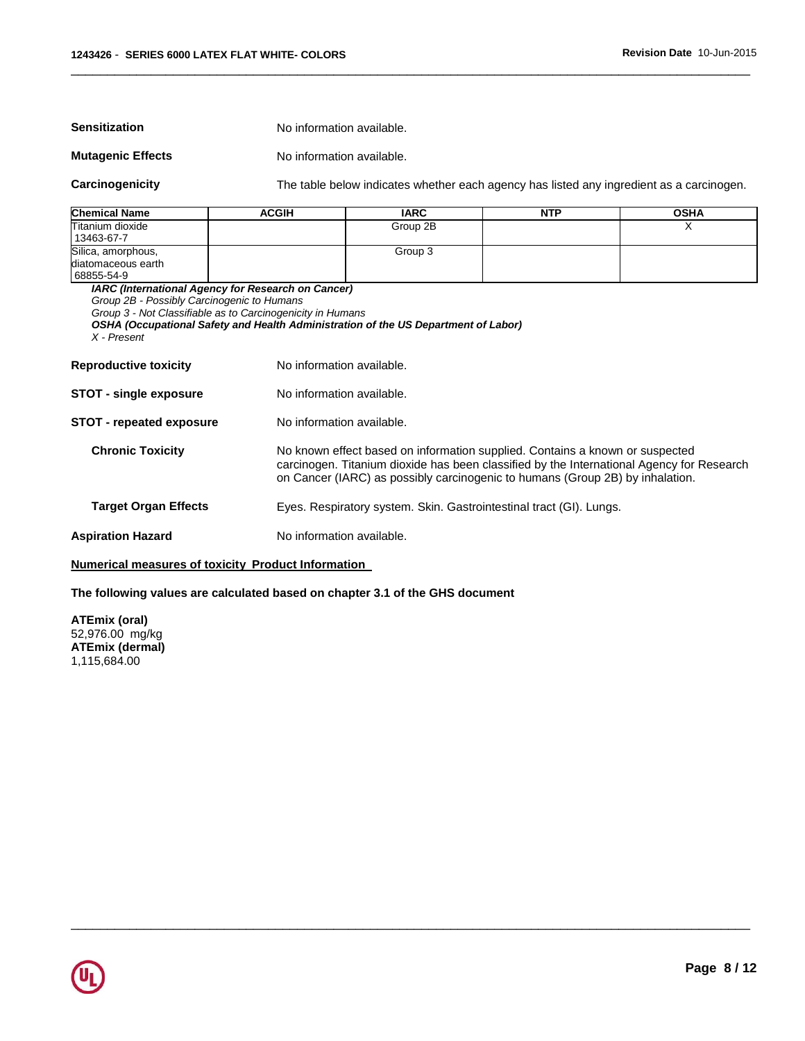**Sensitization** No information available.

**Mutagenic Effects** No information available.

**Carcinogenicity** The table below indicates whether each agency has listed any ingredient as a carcinogen.

| Chemical Name | ACGIH | IARC | NTP | OSHA |
|---|---|---|---|---|
| Titanium dioxide<br>13463-67-7 | | Group 2B | | X |
| Silica, amorphous, diatomaceous earth<br>68855-54-9 | | Group 3 | | |

***IARC (International Agency for Research on Cancer)***
*Group 2B - Possibly Carcinogenic to Humans*
*Group 3 - Not Classifiable as to Carcinogenicity in Humans*
***OSHA (Occupational Safety and Health Administration of the US Department of Labor)***
*X - Present*

**Reproductive toxicity** No information available.

**STOT - single exposure** No information available.

**STOT - repeated exposure** No information available.

**Chronic Toxicity** No known effect based on information supplied. Contains a known or suspected carcinogen. Titanium dioxide has been classified by the International Agency for Research on Cancer (IARC) as possibly carcinogenic to humans (Group 2B) by inhalation.

**Target Organ Effects** Eyes. Respiratory system. Skin. Gastrointestinal tract (GI). Lungs.

**Aspiration Hazard** No information available.

**Numerical measures of toxicity Product Information**

**The following values are calculated based on chapter 3.1 of the GHS document**

**ATEmix (oral)**
52,976.00 mg/kg
**ATEmix (dermal)**
1,115,684.00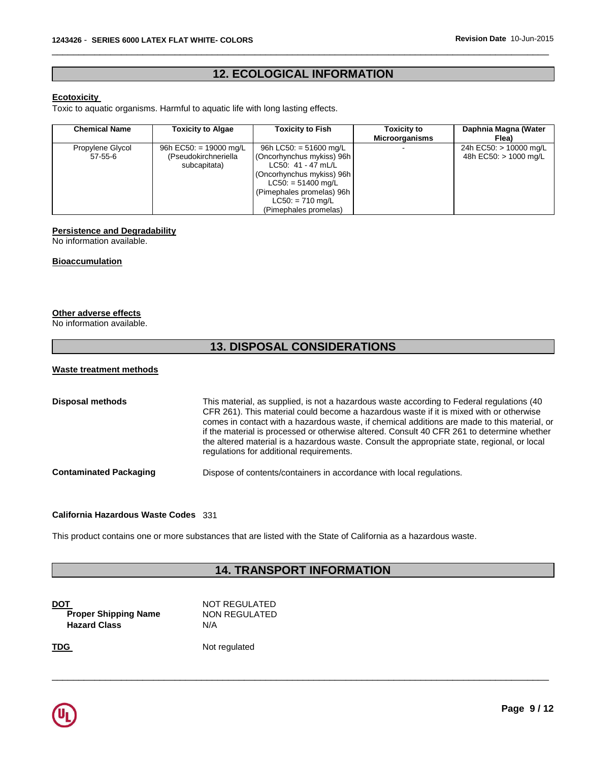## 12. ECOLOGICAL INFORMATION

**Ecotoxicity**

Toxic to aquatic organisms. Harmful to aquatic life with long lasting effects.

| Chemical Name | Toxicity to Algae | Toxicity to Fish | Toxicity to Microorganisms | Daphnia Magna (Water Flea) |
|---|---|---|---|---|
| Propylene Glycol 57-55-6 | 96h EC50: = 19000 mg/L (Pseudokirchneriella subcapitata) | 96h LC50: = 51600 mg/L (Oncorhynchus mykiss) 96h LC50: 41 - 47 mL/L (Oncorhynchus mykiss) 96h LC50: = 51400 mg/L (Pimephales promelas) 96h LC50: = 710 mg/L (Pimephales promelas) | - | 24h EC50: > 10000 mg/L 48h EC50: > 1000 mg/L |

**Persistence and Degradability**

No information available.

**Bioaccumulation**

**Other adverse effects**

No information available.

## 13. DISPOSAL CONSIDERATIONS

**Waste treatment methods**

**Disposal methods**

This material, as supplied, is not a hazardous waste according to Federal regulations (40 CFR 261). This material could become a hazardous waste if it is mixed with or otherwise comes in contact with a hazardous waste, if chemical additions are made to this material, or if the material is processed or otherwise altered. Consult 40 CFR 261 to determine whether the altered material is a hazardous waste. Consult the appropriate state, regional, or local regulations for additional requirements.

**Contaminated Packaging**

Dispose of contents/containers in accordance with local regulations.

**California Hazardous Waste Codes** 331

This product contains one or more substances that are listed with the State of California as a hazardous waste.

## 14. TRANSPORT INFORMATION

**DOT** NOT REGULATED

**Proper Shipping Name** NON REGULATED

**Hazard Class** N/A

**TDG** Not regulated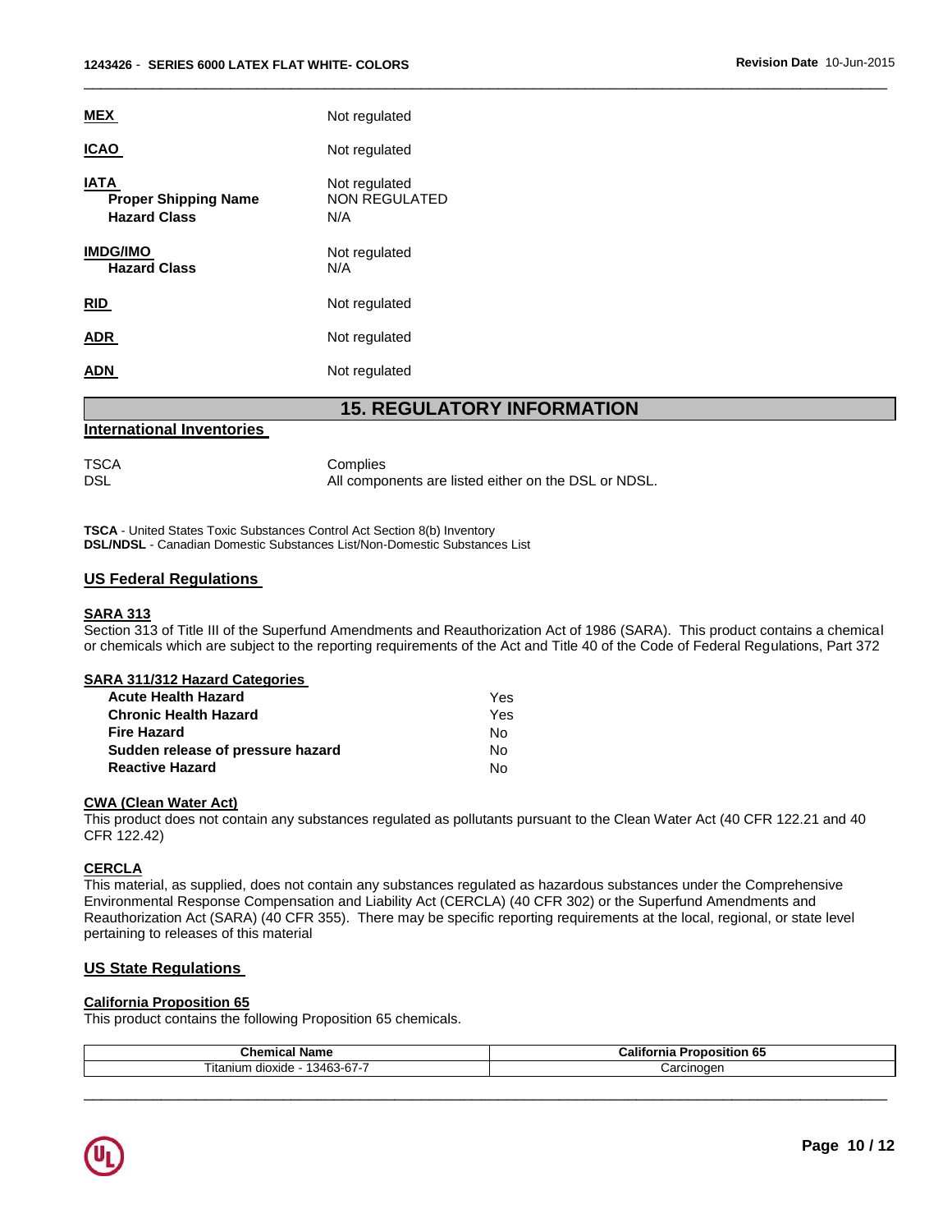**MEX** Not regulated

**ICAO** Not regulated

**IATA** Not regulated
**Proper Shipping Name** NON REGULATED
**Hazard Class** N/A

**IMDG/IMO** Not regulated
**Hazard Class** N/A

**RID** Not regulated

**ADR** Not regulated

**ADN** Not regulated

## 15. REGULATORY INFORMATION

### International Inventories

| | |
|---|---|
| TSCA | Complies |
| DSL | All components are listed either on the DSL or NDSL. |

**TSCA** - United States Toxic Substances Control Act Section 8(b) Inventory
**DSL/NDSL** - Canadian Domestic Substances List/Non-Domestic Substances List

### US Federal Regulations

**SARA 313**
Section 313 of Title III of the Superfund Amendments and Reauthorization Act of 1986 (SARA). This product contains a chemical or chemicals which are subject to the reporting requirements of the Act and Title 40 of the Code of Federal Regulations, Part 372

**SARA 311/312 Hazard Categories**

| | |
|---|---|
| **Acute Health Hazard** | Yes |
| **Chronic Health Hazard** | Yes |
| **Fire Hazard** | No |
| **Sudden release of pressure hazard** | No |
| **Reactive Hazard** | No |

**CWA (Clean Water Act)**
This product does not contain any substances regulated as pollutants pursuant to the Clean Water Act (40 CFR 122.21 and 40 CFR 122.42)

**CERCLA**
This material, as supplied, does not contain any substances regulated as hazardous substances under the Comprehensive Environmental Response Compensation and Liability Act (CERCLA) (40 CFR 302) or the Superfund Amendments and Reauthorization Act (SARA) (40 CFR 355). There may be specific reporting requirements at the local, regional, or state level pertaining to releases of this material

### US State Regulations

**California Proposition 65**
This product contains the following Proposition 65 chemicals.

| Chemical Name | California Proposition 65 |
|---|---|
| Titanium dioxide - 13463-67-7 | Carcinogen |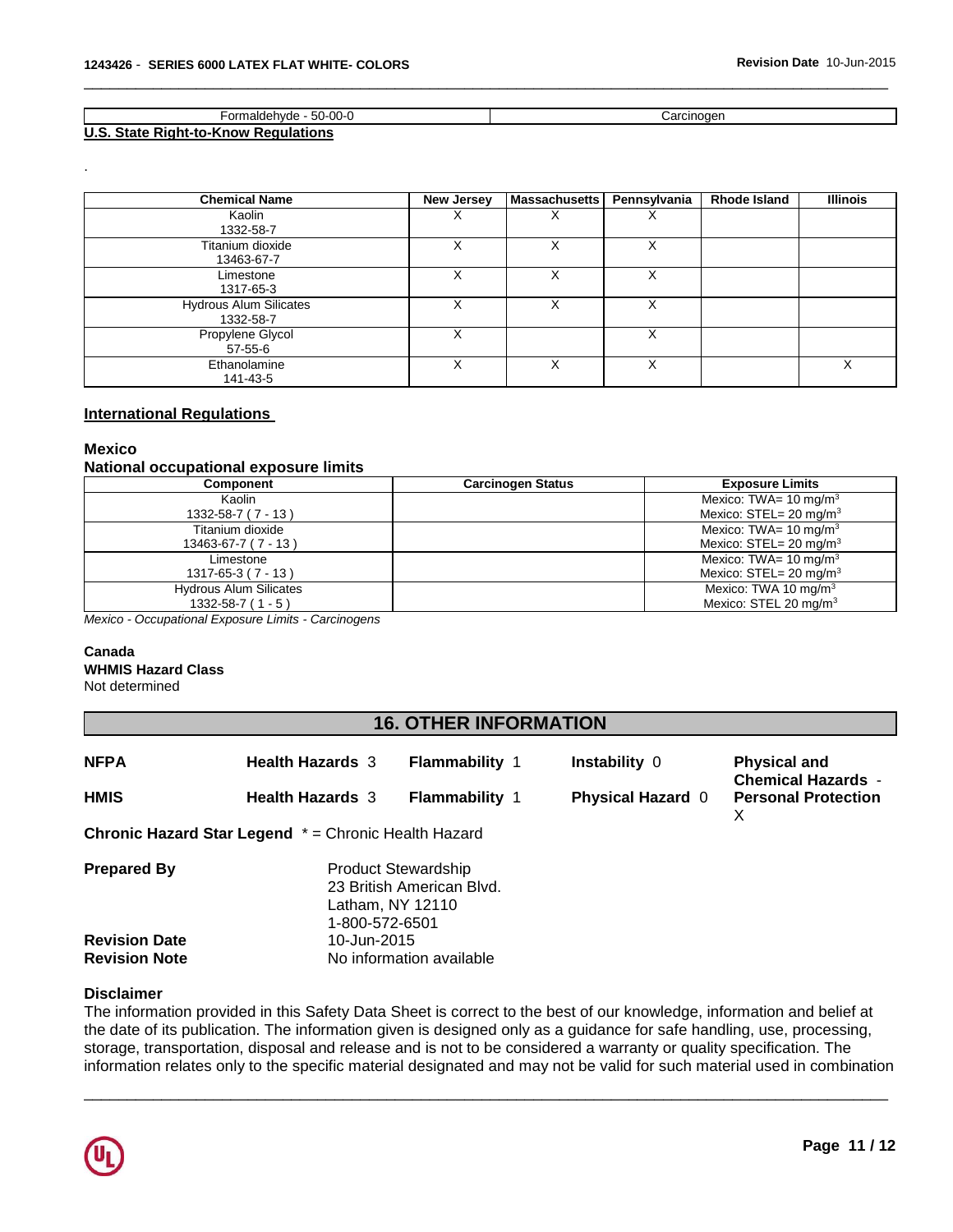| Formaldehyde - 50-00-0 | Carcinogen |
|---|---|

**U.S. State Right-to-Know Regulations**

.

| Chemical Name | New Jersey | Massachusetts | Pennsylvania | Rhode Island | Illinois |
|---|---|---|---|---|---|
| Kaolin 1332-58-7 | X | X | X | | |
| Titanium dioxide 13463-67-7 | X | X | X | | |
| Limestone 1317-65-3 | X | X | X | | |
| Hydrous Alum Silicates 1332-58-7 | X | X | X | | |
| Propylene Glycol 57-55-6 | X | | X | | |
| Ethanolamine 141-43-5 | X | X | X | | X |

**International Regulations**

**Mexico**

**National occupational exposure limits**

| Component | Carcinogen Status | Exposure Limits |
|---|---|---|
| Kaolin 1332-58-7 ( 7 - 13 ) | | Mexico: TWA= 10 mg/m$^3$ Mexico: STEL= 20 mg/m$^3$ |
| Titanium dioxide 13463-67-7 ( 7 - 13 ) | | Mexico: TWA= 10 mg/m$^3$ Mexico: STEL= 20 mg/m$^3$ |
| Limestone 1317-65-3 ( 7 - 13 ) | | Mexico: TWA= 10 mg/m$^3$ Mexico: STEL= 20 mg/m$^3$ |
| Hydrous Alum Silicates 1332-58-7 ( 1 - 5 ) | | Mexico: TWA 10 mg/m$^3$ Mexico: STEL 20 mg/m$^3$ |

*Mexico - Occupational Exposure Limits - Carcinogens*

**Canada**

**WHMIS Hazard Class**

Not determined

## 16. OTHER INFORMATION

| | | | | |
|---|---|---|---|---|
| **NFPA** | **Health Hazards** 3 | **Flammability** 1 | **Instability** 0 | **Physical and Chemical Hazards** - |
| **HMIS** | **Health Hazards** 3 | **Flammability** 1 | **Physical Hazard** 0 | **Personal Protection** X |

**Chronic Hazard Star Legend** * = Chronic Health Hazard

**Prepared By** Product Stewardship
23 British American Blvd.
Latham, NY 12110
1-800-572-6501

**Revision Date** 10-Jun-2015

**Revision Note** No information available

**Disclaimer**

The information provided in this Safety Data Sheet is correct to the best of our knowledge, information and belief at the date of its publication. The information given is designed only as a guidance for safe handling, use, processing, storage, transportation, disposal and release and is not to be considered a warranty or quality specification. The information relates only to the specific material designated and may not be valid for such material used in combination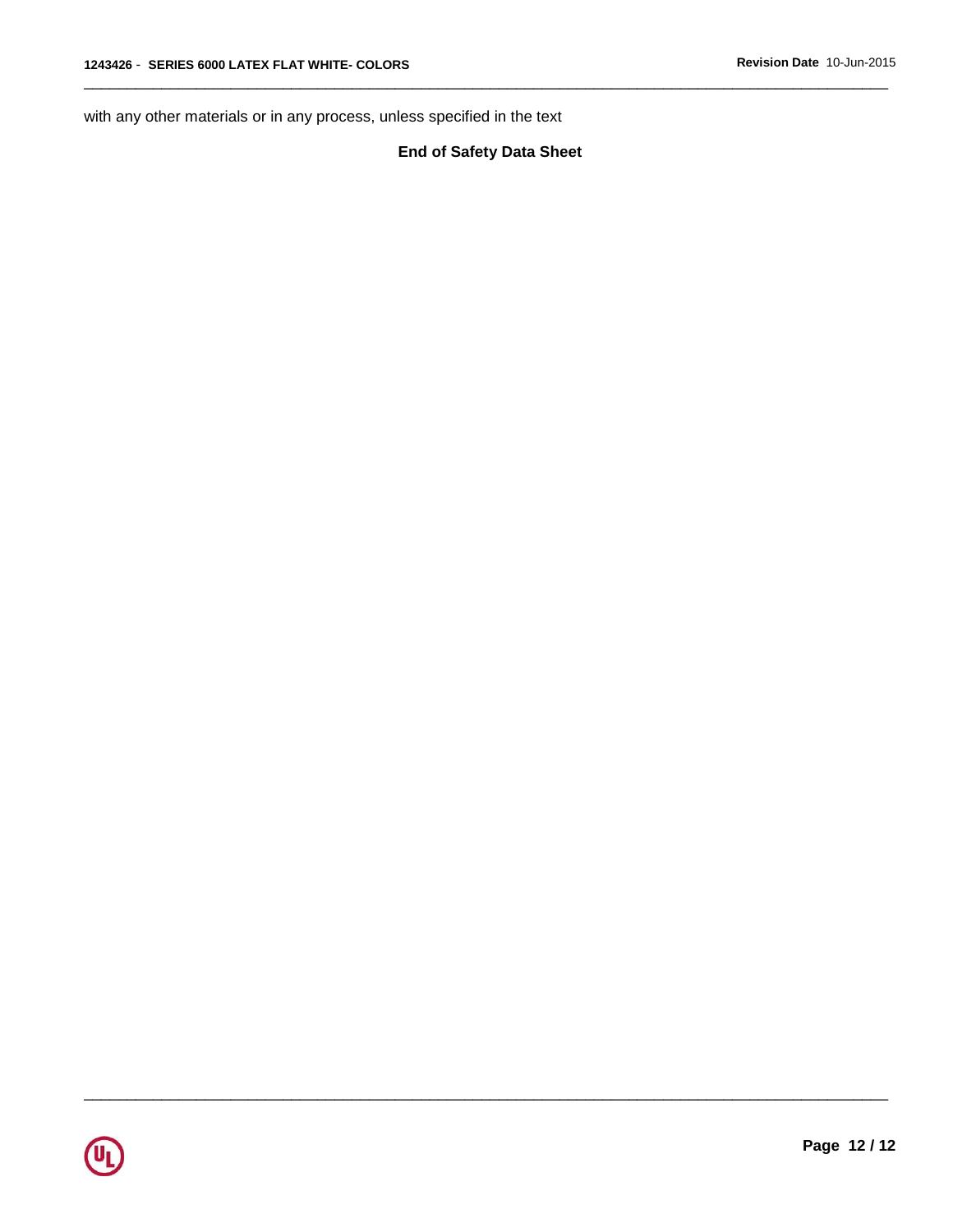with any other materials or in any process, unless specified in the text

**End of Safety Data Sheet**